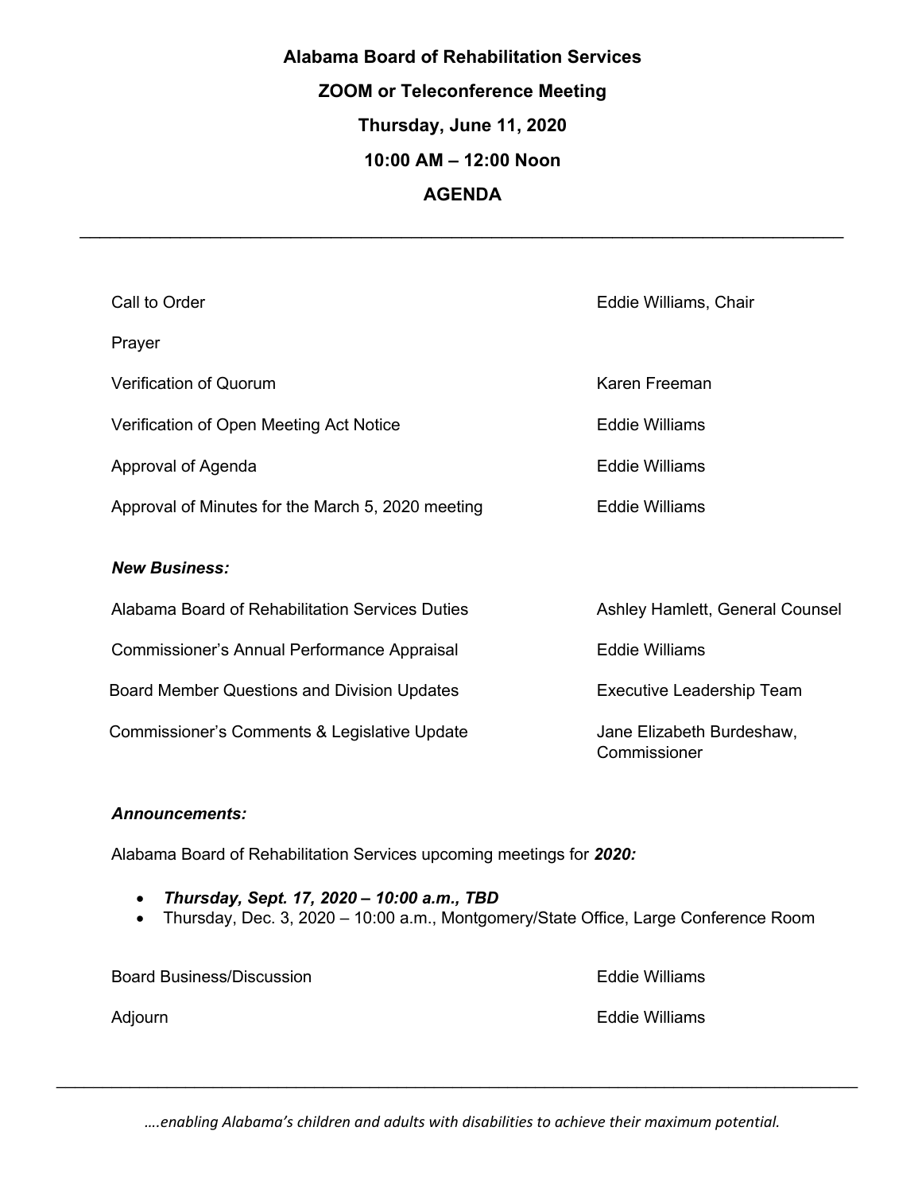**Alabama Board of Rehabilitation Services**

**ZOOM or Teleconference Meeting**

**Thursday, June 11, 2020**

**10:00 AM – 12:00 Noon**

**AGENDA**

---

| | |
|---|---|
| Call to Order | Eddie Williams, Chair |
| Prayer | |
| Verification of Quorum | Karen Freeman |
| Verification of Open Meeting Act Notice | Eddie Williams |
| Approval of Agenda | Eddie Williams |
| Approval of Minutes for the March 5, 2020 meeting | Eddie Williams |

***New Business:***

| | |
|---|---|
| Alabama Board of Rehabilitation Services Duties | Ashley Hamlett, General Counsel |
| Commissioner's Annual Performance Appraisal | Eddie Williams |
| Board Member Questions and Division Updates | Executive Leadership Team |
| Commissioner's Comments & Legislative Update | Jane Elizabeth Burdeshaw, Commissioner |

***Announcements:***

Alabama Board of Rehabilitation Services upcoming meetings for ***2020:***

- ***Thursday, Sept. 17, 2020 – 10:00 a.m., TBD***
- Thursday, Dec. 3, 2020 – 10:00 a.m., Montgomery/State Office, Large Conference Room

| | |
|---|---|
| Board Business/Discussion | Eddie Williams |
| Adjourn | Eddie Williams |

---

*….enabling Alabama's children and adults with disabilities to achieve their maximum potential.*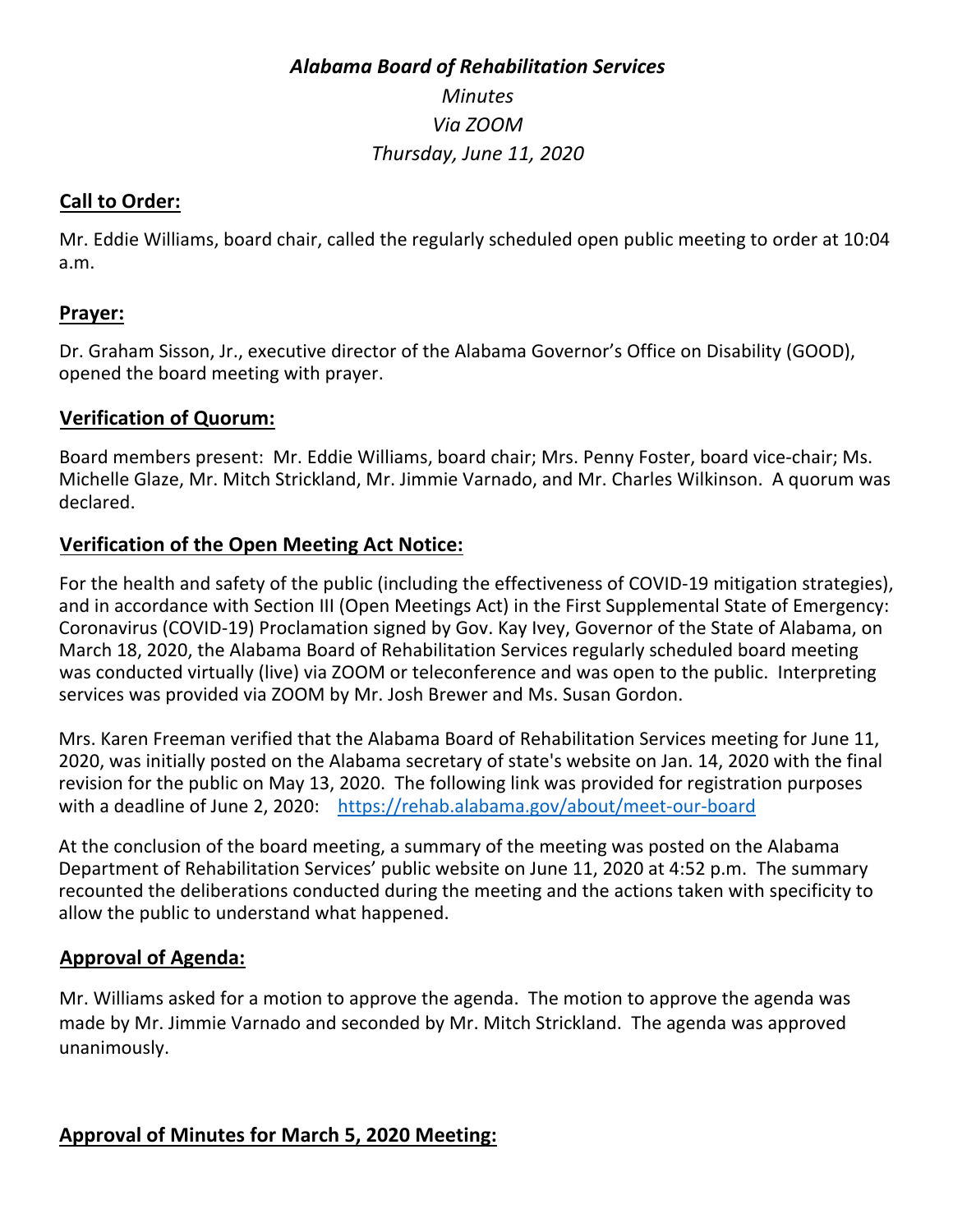# *Alabama Board of Rehabilitation Services*

### *Minutes*

### *Via ZOOM*

### *Thursday, June 11, 2020*

## Call to Order:

Mr. Eddie Williams, board chair, called the regularly scheduled open public meeting to order at 10:04 a.m.

## Prayer:

Dr. Graham Sisson, Jr., executive director of the Alabama Governor's Office on Disability (GOOD), opened the board meeting with prayer.

## Verification of Quorum:

Board members present: Mr. Eddie Williams, board chair; Mrs. Penny Foster, board vice-chair; Ms. Michelle Glaze, Mr. Mitch Strickland, Mr. Jimmie Varnado, and Mr. Charles Wilkinson. A quorum was declared.

## Verification of the Open Meeting Act Notice:

For the health and safety of the public (including the effectiveness of COVID-19 mitigation strategies), and in accordance with Section III (Open Meetings Act) in the First Supplemental State of Emergency: Coronavirus (COVID-19) Proclamation signed by Gov. Kay Ivey, Governor of the State of Alabama, on March 18, 2020, the Alabama Board of Rehabilitation Services regularly scheduled board meeting was conducted virtually (live) via ZOOM or teleconference and was open to the public. Interpreting services was provided via ZOOM by Mr. Josh Brewer and Ms. Susan Gordon.

Mrs. Karen Freeman verified that the Alabama Board of Rehabilitation Services meeting for June 11, 2020, was initially posted on the Alabama secretary of state's website on Jan. 14, 2020 with the final revision for the public on May 13, 2020. The following link was provided for registration purposes with a deadline of June 2, 2020: https://rehab.alabama.gov/about/meet-our-board

At the conclusion of the board meeting, a summary of the meeting was posted on the Alabama Department of Rehabilitation Services' public website on June 11, 2020 at 4:52 p.m. The summary recounted the deliberations conducted during the meeting and the actions taken with specificity to allow the public to understand what happened.

## Approval of Agenda:

Mr. Williams asked for a motion to approve the agenda. The motion to approve the agenda was made by Mr. Jimmie Varnado and seconded by Mr. Mitch Strickland. The agenda was approved unanimously.

## Approval of Minutes for March 5, 2020 Meeting: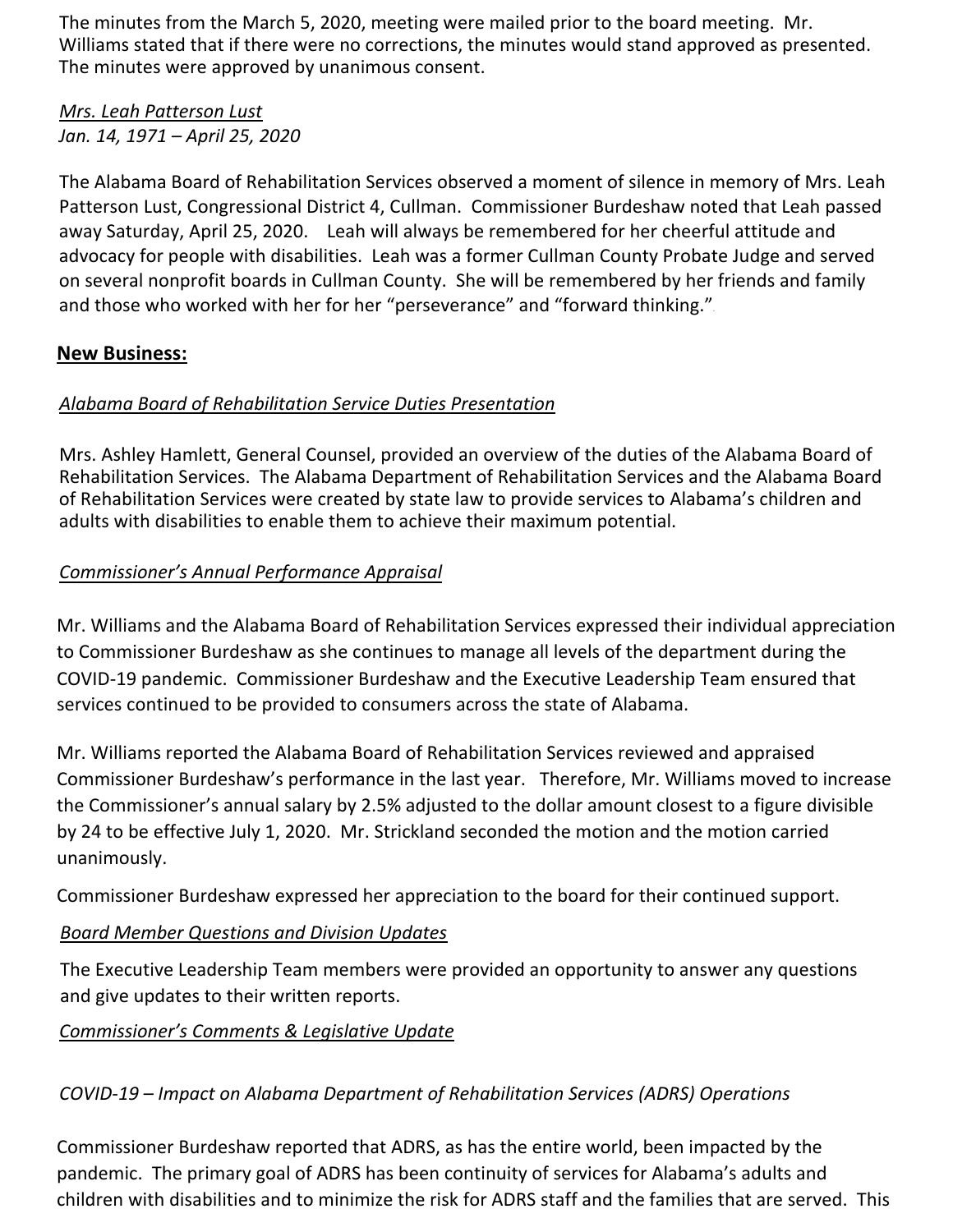The minutes from the March 5, 2020, meeting were mailed prior to the board meeting. Mr. Williams stated that if there were no corrections, the minutes would stand approved as presented. The minutes were approved by unanimous consent.

*Mrs. Leah Patterson Lust*
*Jan. 14, 1971 – April 25, 2020*

The Alabama Board of Rehabilitation Services observed a moment of silence in memory of Mrs. Leah Patterson Lust, Congressional District 4, Cullman. Commissioner Burdeshaw noted that Leah passed away Saturday, April 25, 2020. Leah will always be remembered for her cheerful attitude and advocacy for people with disabilities. Leah was a former Cullman County Probate Judge and served on several nonprofit boards in Cullman County. She will be remembered by her friends and family and those who worked with her for her "perseverance" and "forward thinking."

**New Business:**

*Alabama Board of Rehabilitation Service Duties Presentation*

Mrs. Ashley Hamlett, General Counsel, provided an overview of the duties of the Alabama Board of Rehabilitation Services. The Alabama Department of Rehabilitation Services and the Alabama Board of Rehabilitation Services were created by state law to provide services to Alabama's children and adults with disabilities to enable them to achieve their maximum potential.

*Commissioner's Annual Performance Appraisal*

Mr. Williams and the Alabama Board of Rehabilitation Services expressed their individual appreciation to Commissioner Burdeshaw as she continues to manage all levels of the department during the COVID-19 pandemic. Commissioner Burdeshaw and the Executive Leadership Team ensured that services continued to be provided to consumers across the state of Alabama.

Mr. Williams reported the Alabama Board of Rehabilitation Services reviewed and appraised Commissioner Burdeshaw's performance in the last year. Therefore, Mr. Williams moved to increase the Commissioner's annual salary by 2.5% adjusted to the dollar amount closest to a figure divisible by 24 to be effective July 1, 2020. Mr. Strickland seconded the motion and the motion carried unanimously.

Commissioner Burdeshaw expressed her appreciation to the board for their continued support.

*Board Member Questions and Division Updates*

The Executive Leadership Team members were provided an opportunity to answer any questions and give updates to their written reports.

*Commissioner's Comments & Legislative Update*

*COVID-19 – Impact on Alabama Department of Rehabilitation Services (ADRS) Operations*

Commissioner Burdeshaw reported that ADRS, as has the entire world, been impacted by the pandemic. The primary goal of ADRS has been continuity of services for Alabama's adults and children with disabilities and to minimize the risk for ADRS staff and the families that are served. This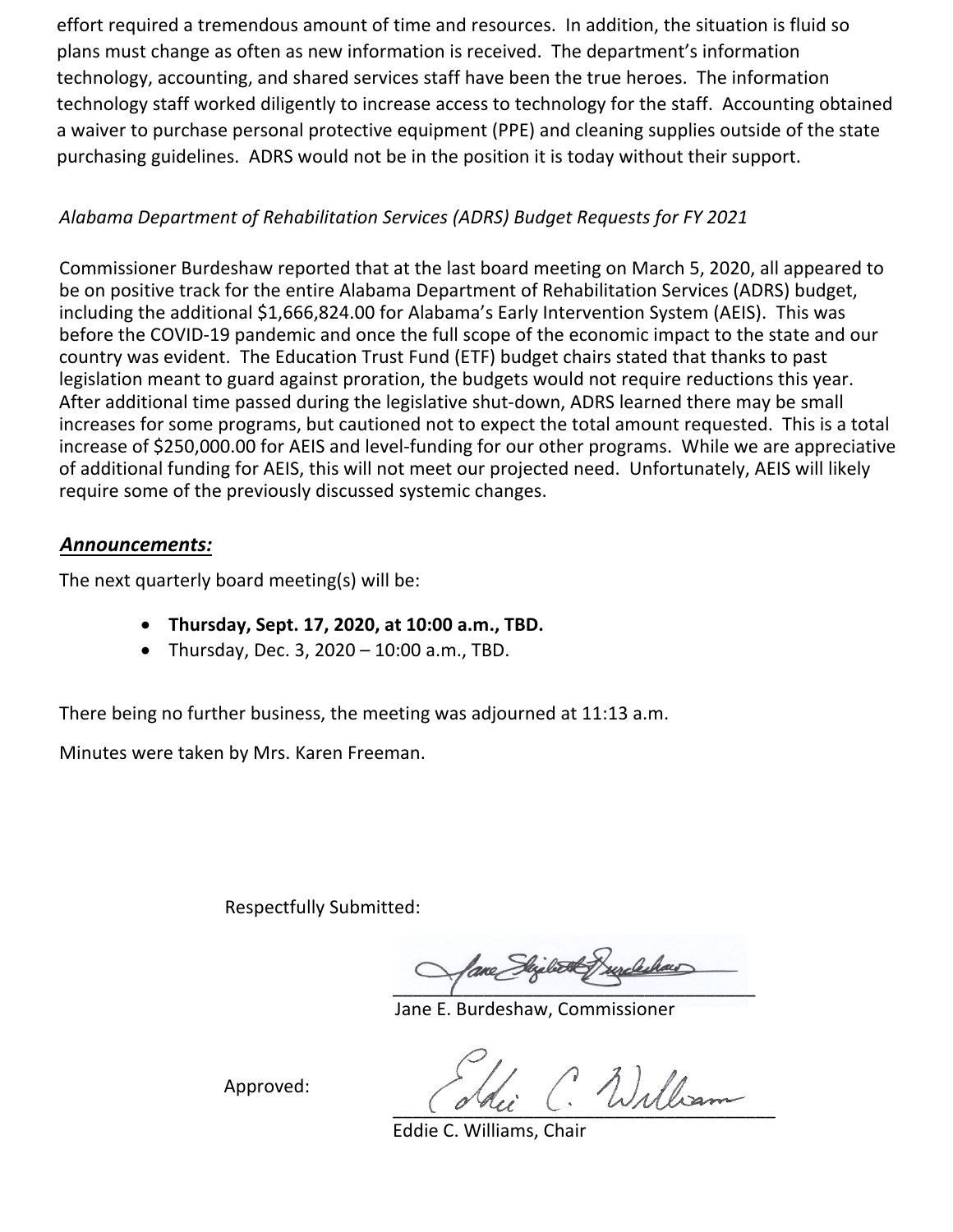effort required a tremendous amount of time and resources. In addition, the situation is fluid so plans must change as often as new information is received. The department's information technology, accounting, and shared services staff have been the true heroes. The information technology staff worked diligently to increase access to technology for the staff. Accounting obtained a waiver to purchase personal protective equipment (PPE) and cleaning supplies outside of the state purchasing guidelines. ADRS would not be in the position it is today without their support.

*Alabama Department of Rehabilitation Services (ADRS) Budget Requests for FY 2021*

Commissioner Burdeshaw reported that at the last board meeting on March 5, 2020, all appeared to be on positive track for the entire Alabama Department of Rehabilitation Services (ADRS) budget, including the additional $1,666,824.00 for Alabama's Early Intervention System (AEIS). This was before the COVID-19 pandemic and once the full scope of the economic impact to the state and our country was evident. The Education Trust Fund (ETF) budget chairs stated that thanks to past legislation meant to guard against proration, the budgets would not require reductions this year. After additional time passed during the legislative shut-down, ADRS learned there may be small increases for some programs, but cautioned not to expect the total amount requested. This is a total increase of $250,000.00 for AEIS and level-funding for our other programs. While we are appreciative of additional funding for AEIS, this will not meet our projected need. Unfortunately, AEIS will likely require some of the previously discussed systemic changes.

## ***Announcements:***

The next quarterly board meeting(s) will be:

- **Thursday, Sept. 17, 2020, at 10:00 a.m., TBD.**
- Thursday, Dec. 3, 2020 – 10:00 a.m., TBD.

There being no further business, the meeting was adjourned at 11:13 a.m.

Minutes were taken by Mrs. Karen Freeman.

Respectfully Submitted:

Jane E. Burdeshaw, Commissioner

Approved:

Eddie C. Williams, Chair